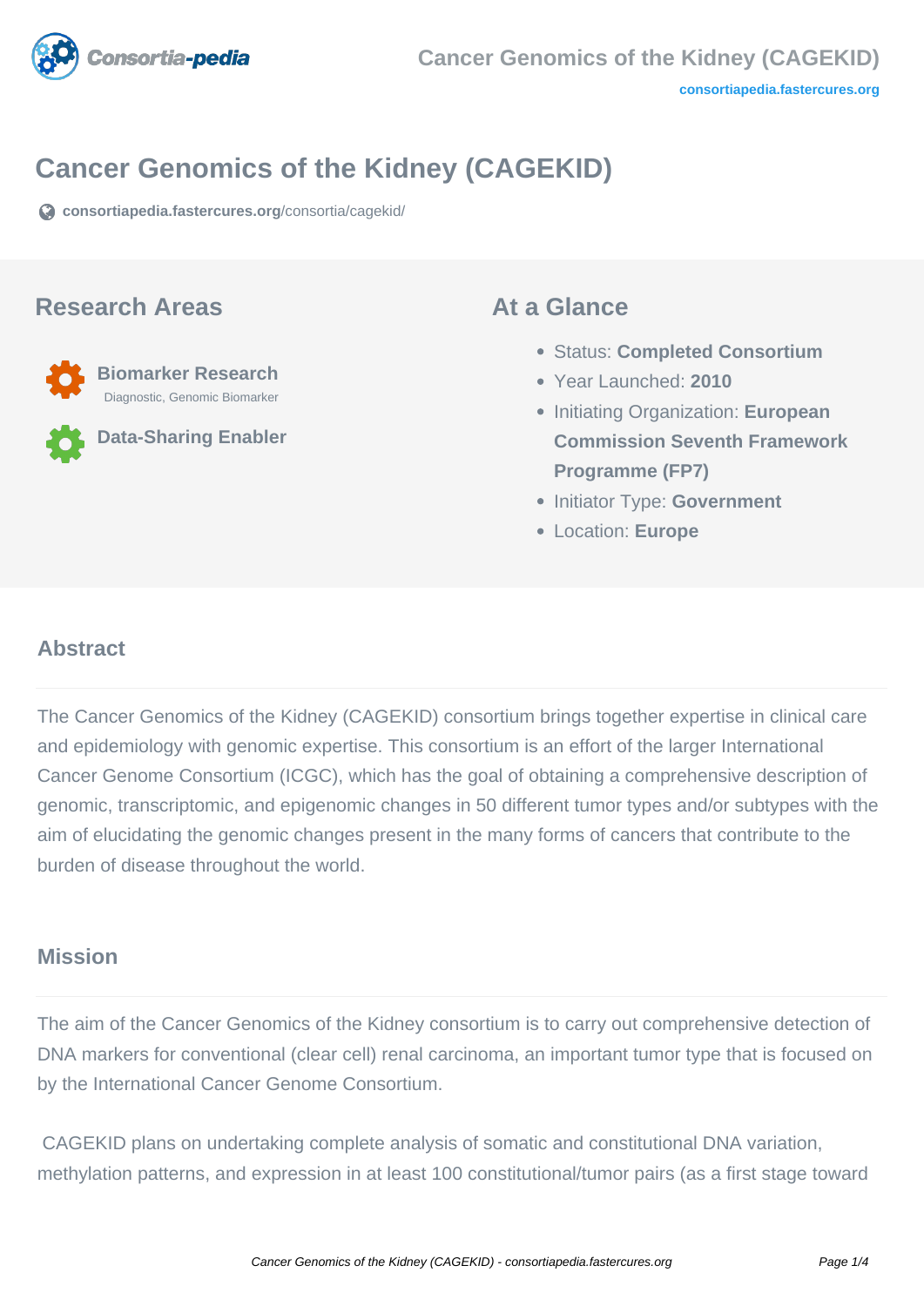# Cancer Genomics of the Kidney (CAGEKID)

consortiapedia.fastercures.org/consortia/cagekid/

## Research Areas

**Biomarker Research**
Diagnostic, Genomic Biomarker

**Data-Sharing Enabler**

## At a Glance

- Status: **Completed Consortium**
- Year Launched: **2010**
- Initiating Organization: **European Commission Seventh Framework Programme (FP7)**
- Initiator Type: **Government**
- Location: **Europe**

### Abstract

The Cancer Genomics of the Kidney (CAGEKID) consortium brings together expertise in clinical care and epidemiology with genomic expertise. This consortium is an effort of the larger International Cancer Genome Consortium (ICGC), which has the goal of obtaining a comprehensive description of genomic, transcriptomic, and epigenomic changes in 50 different tumor types and/or subtypes with the aim of elucidating the genomic changes present in the many forms of cancers that contribute to the burden of disease throughout the world.

### Mission

The aim of the Cancer Genomics of the Kidney consortium is to carry out comprehensive detection of DNA markers for conventional (clear cell) renal carcinoma, an important tumor type that is focused on by the International Cancer Genome Consortium.

CAGEKID plans on undertaking complete analysis of somatic and constitutional DNA variation, methylation patterns, and expression in at least 100 constitutional/tumor pairs (as a first stage toward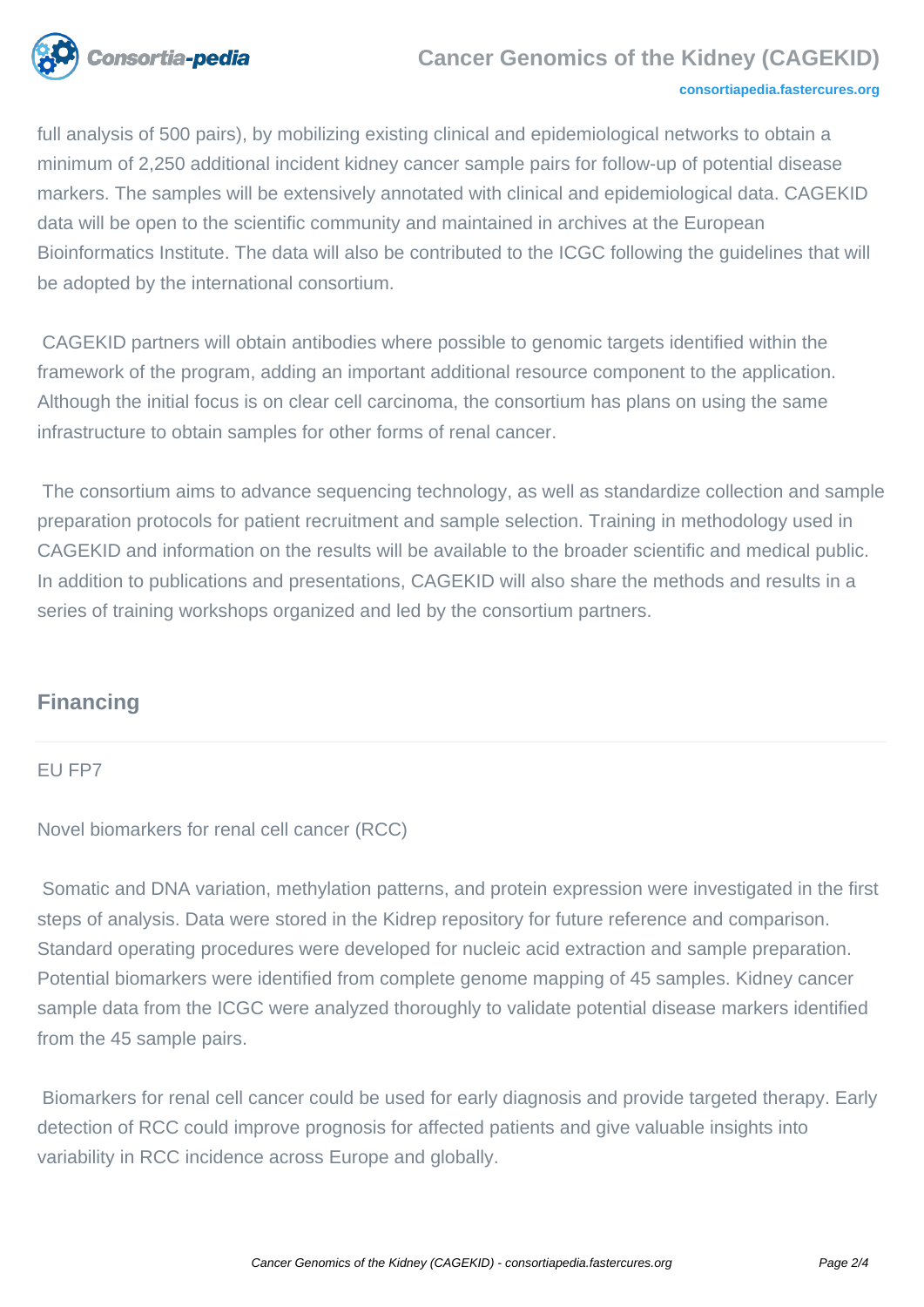full analysis of 500 pairs), by mobilizing existing clinical and epidemiological networks to obtain a minimum of 2,250 additional incident kidney cancer sample pairs for follow-up of potential disease markers. The samples will be extensively annotated with clinical and epidemiological data. CAGEKID data will be open to the scientific community and maintained in archives at the European Bioinformatics Institute. The data will also be contributed to the ICGC following the guidelines that will be adopted by the international consortium.

CAGEKID partners will obtain antibodies where possible to genomic targets identified within the framework of the program, adding an important additional resource component to the application. Although the initial focus is on clear cell carcinoma, the consortium has plans on using the same infrastructure to obtain samples for other forms of renal cancer.

The consortium aims to advance sequencing technology, as well as standardize collection and sample preparation protocols for patient recruitment and sample selection. Training in methodology used in CAGEKID and information on the results will be available to the broader scientific and medical public. In addition to publications and presentations, CAGEKID will also share the methods and results in a series of training workshops organized and led by the consortium partners.

## Financing

EU FP7

Novel biomarkers for renal cell cancer (RCC)

Somatic and DNA variation, methylation patterns, and protein expression were investigated in the first steps of analysis. Data were stored in the Kidrep repository for future reference and comparison. Standard operating procedures were developed for nucleic acid extraction and sample preparation. Potential biomarkers were identified from complete genome mapping of 45 samples. Kidney cancer sample data from the ICGC were analyzed thoroughly to validate potential disease markers identified from the 45 sample pairs.

Biomarkers for renal cell cancer could be used for early diagnosis and provide targeted therapy. Early detection of RCC could improve prognosis for affected patients and give valuable insights into variability in RCC incidence across Europe and globally.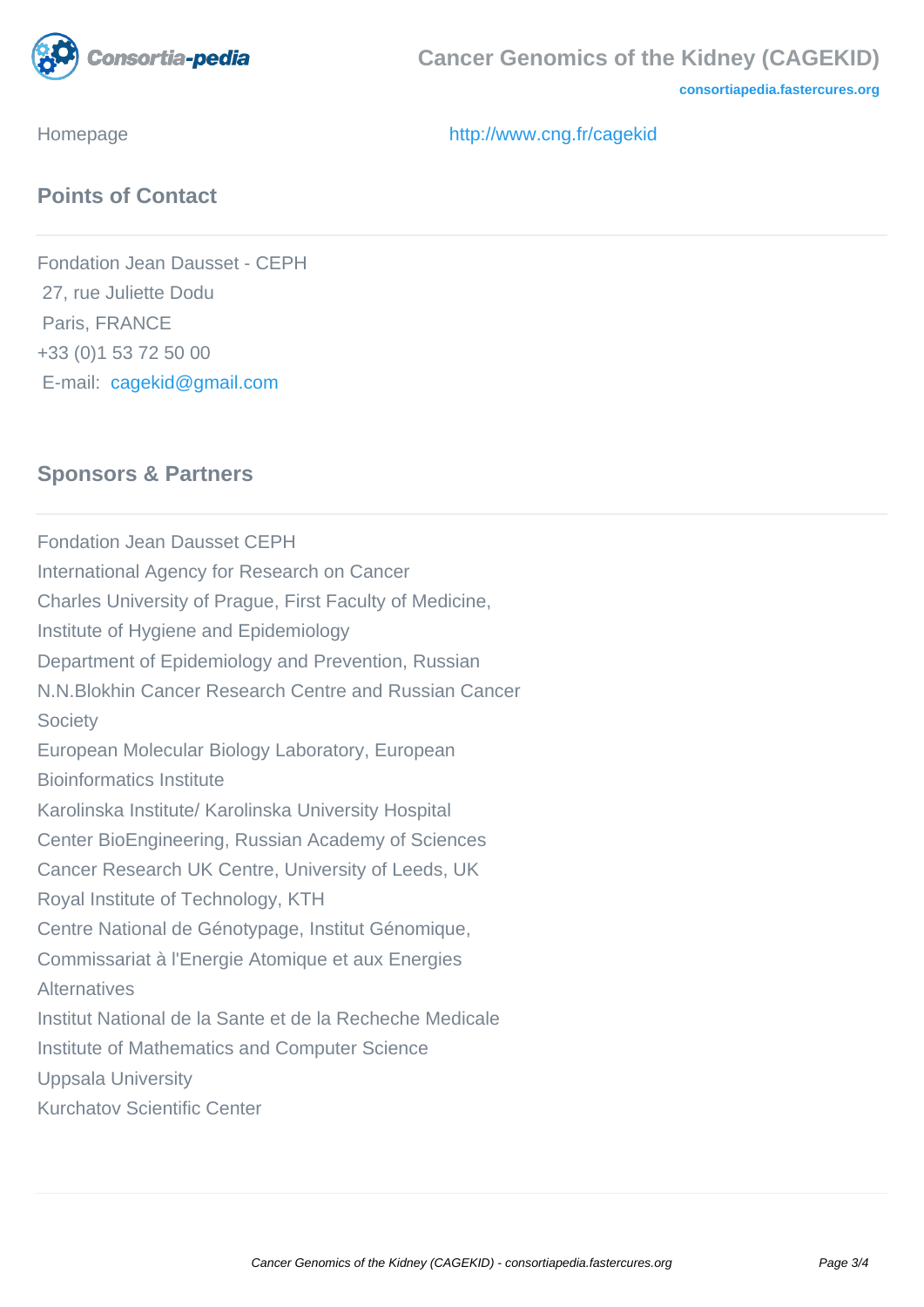Homepage http://www.cng.fr/cagekid

## Points of Contact

Fondation Jean Dausset - CEPH
27, rue Juliette Dodu
Paris, FRANCE
+33 (0)1 53 72 50 00
E-mail: cagekid@gmail.com

## Sponsors & Partners

Fondation Jean Dausset CEPH
International Agency for Research on Cancer
Charles University of Prague, First Faculty of Medicine, Institute of Hygiene and Epidemiology
Department of Epidemiology and Prevention, Russian N.N.Blokhin Cancer Research Centre and Russian Cancer Society
European Molecular Biology Laboratory, European Bioinformatics Institute
Karolinska Institute/ Karolinska University Hospital
Center BioEngineering, Russian Academy of Sciences
Cancer Research UK Centre, University of Leeds, UK
Royal Institute of Technology, KTH
Centre National de Génotypage, Institut Génomique, Commissariat à l'Energie Atomique et aux Energies Alternatives
Institut National de la Sante et de la Recheche Medicale
Institute of Mathematics and Computer Science
Uppsala University
Kurchatov Scientific Center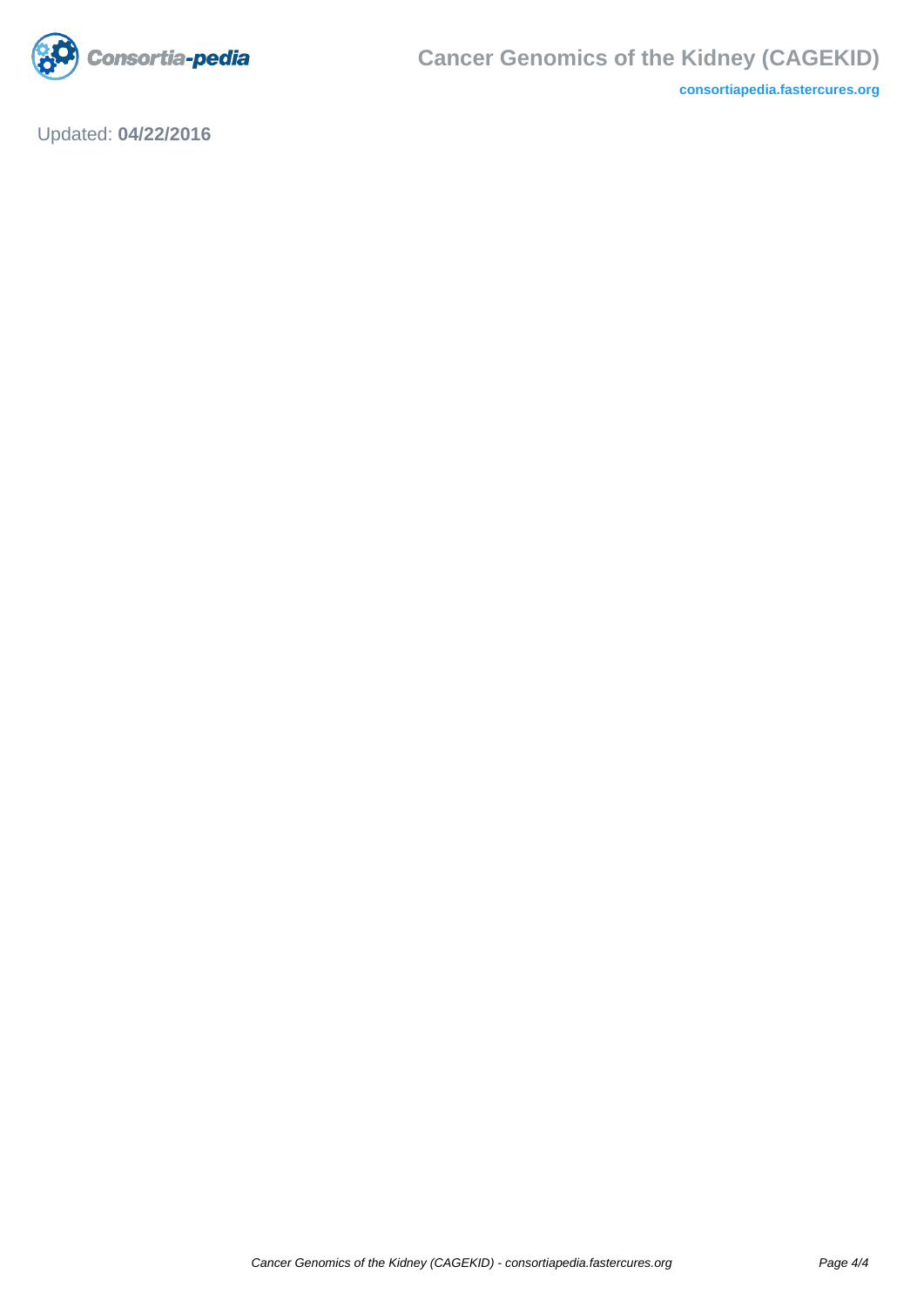Updated: **04/22/2016**